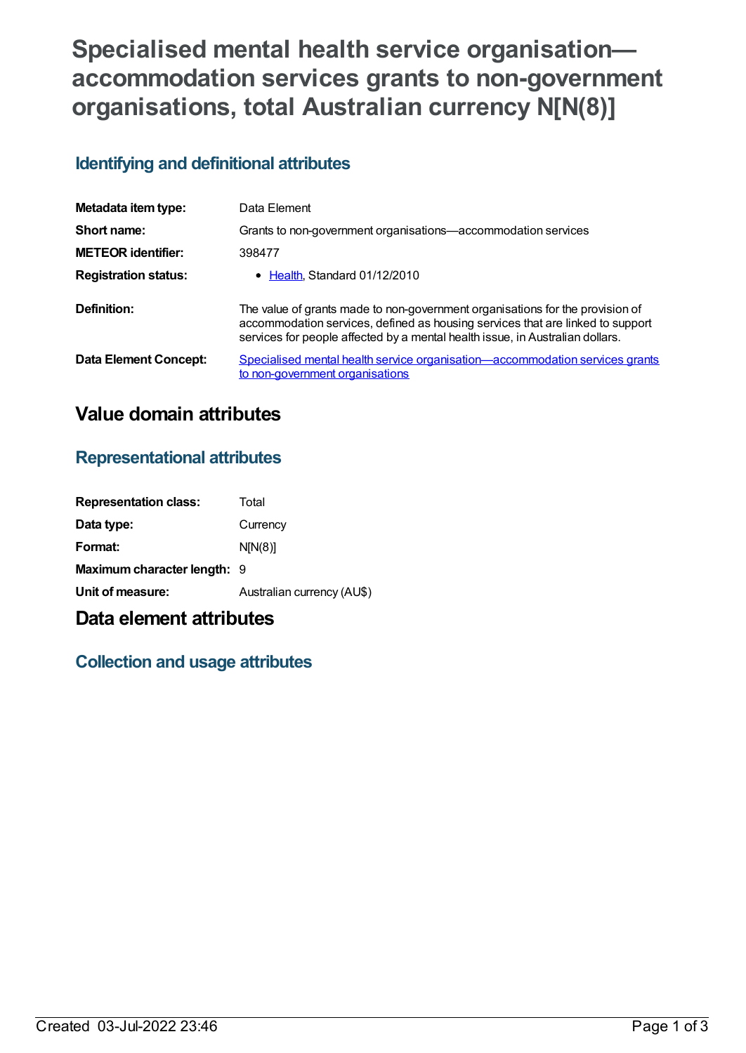# Specialised mental health service organisation—accommodation services grants to non-government organisations, total Australian currency N[N(8)]

## Identifying and definitional attributes

| | |
|---|---|
| **Metadata item type:** | Data Element |
| **Short name:** | Grants to non-government organisations—accommodation services |
| **METEOR identifier:** | 398477 |
| **Registration status:** | • Health, Standard 01/12/2010 |
| **Definition:** | The value of grants made to non-government organisations for the provision of accommodation services, defined as housing services that are linked to support services for people affected by a mental health issue, in Australian dollars. |
| **Data Element Concept:** | Specialised mental health service organisation—accommodation services grants to non-government organisations |

# Value domain attributes

## Representational attributes

| | |
|---|---|
| **Representation class:** | Total |
| **Data type:** | Currency |
| **Format:** | N[N(8)] |
| **Maximum character length:** | 9 |
| **Unit of measure:** | Australian currency (AU$) |

# Data element attributes

## Collection and usage attributes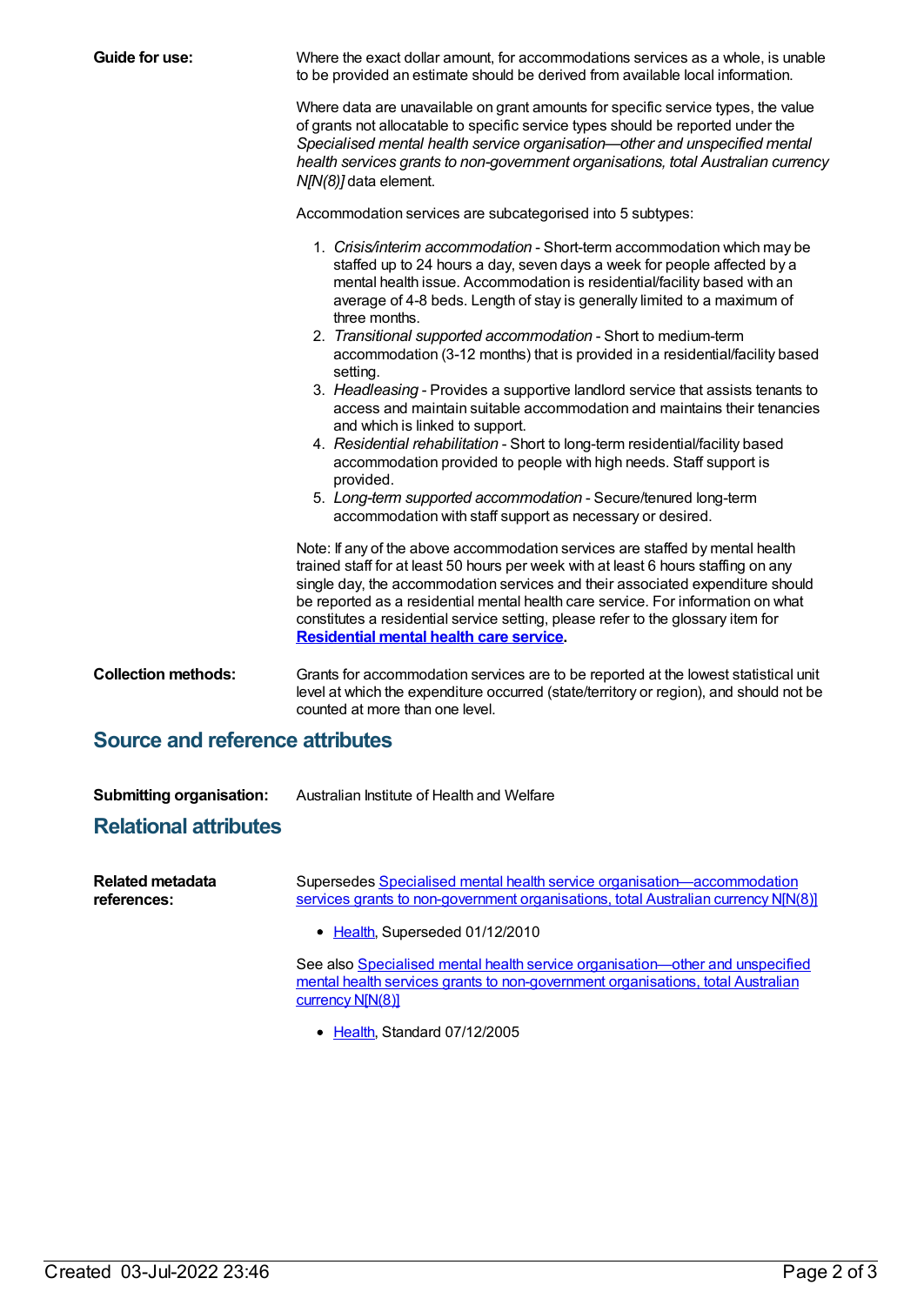**Guide for use:**

Where the exact dollar amount, for accommodations services as a whole, is unable to be provided an estimate should be derived from available local information.

Where data are unavailable on grant amounts for specific service types, the value of grants not allocatable to specific service types should be reported under the *Specialised mental health service organisation—other and unspecified mental health services grants to non-government organisations, total Australian currency N[N(8)]* data element.

Accommodation services are subcategorised into 5 subtypes:

1. *Crisis/interim accommodation* - Short-term accommodation which may be staffed up to 24 hours a day, seven days a week for people affected by a mental health issue. Accommodation is residential/facility based with an average of 4-8 beds. Length of stay is generally limited to a maximum of three months.
2. *Transitional supported accommodation* - Short to medium-term accommodation (3-12 months) that is provided in a residential/facility based setting.
3. *Headleasing* - Provides a supportive landlord service that assists tenants to access and maintain suitable accommodation and maintains their tenancies and which is linked to support.
4. *Residential rehabilitation* - Short to long-term residential/facility based accommodation provided to people with high needs. Staff support is provided.
5. *Long-term supported accommodation* - Secure/tenured long-term accommodation with staff support as necessary or desired.

Note: If any of the above accommodation services are staffed by mental health trained staff for at least 50 hours per week with at least 6 hours staffing on any single day, the accommodation services and their associated expenditure should be reported as a residential mental health care service. For information on what constitutes a residential service setting, please refer to the glossary item for **Residential mental health care service**.

**Collection methods:**

Grants for accommodation services are to be reported at the lowest statistical unit level at which the expenditure occurred (state/territory or region), and should not be counted at more than one level.

## Source and reference attributes

**Submitting organisation:** Australian Institute of Health and Welfare

## Relational attributes

**Related metadata references:**

Supersedes Specialised mental health service organisation—accommodation services grants to non-government organisations, total Australian currency N[N(8)]

- Health, Superseded 01/12/2010

See also Specialised mental health service organisation—other and unspecified mental health services grants to non-government organisations, total Australian currency N[N(8)]

- Health, Standard 07/12/2005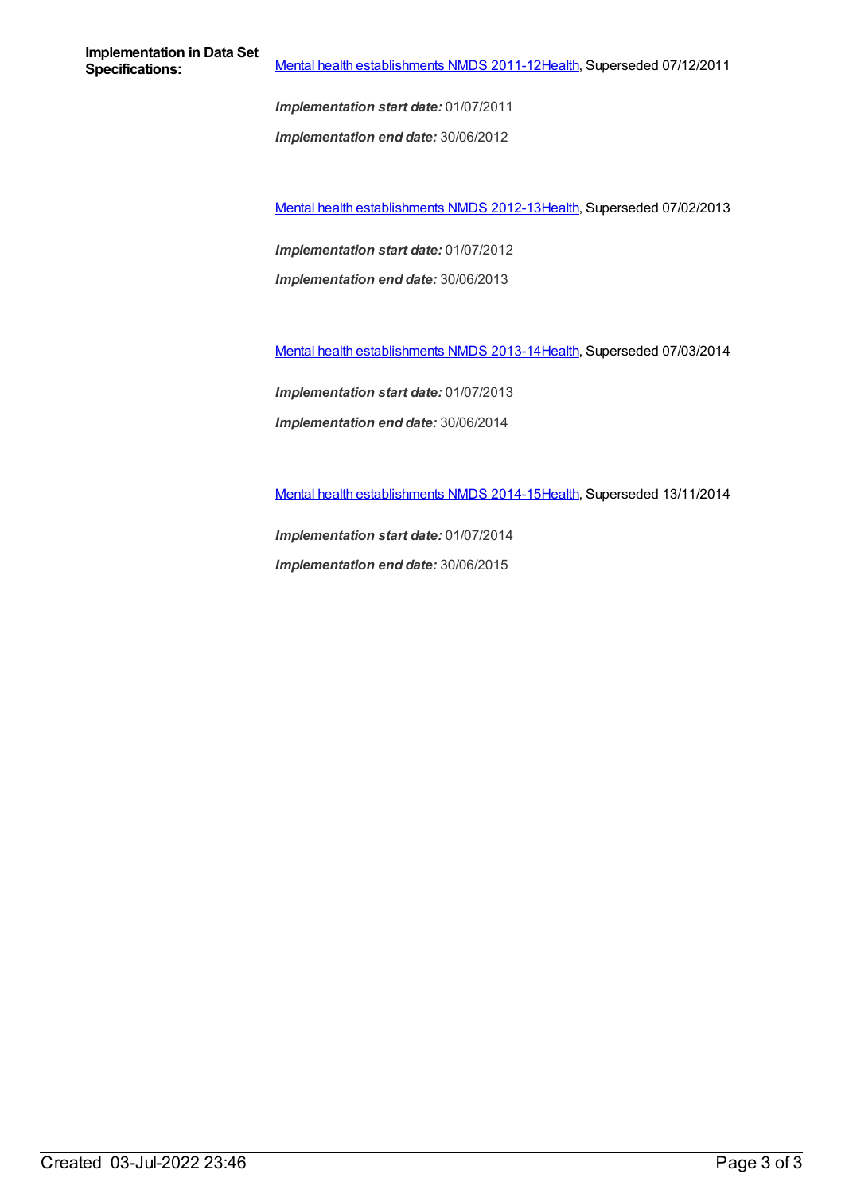**Implementation in Data Set Specifications:**

Mental health establishments NMDS 2011-12Health, Superseded 07/12/2011

***Implementation start date:*** 01/07/2011

***Implementation end date:*** 30/06/2012

Mental health establishments NMDS 2012-13Health, Superseded 07/02/2013

***Implementation start date:*** 01/07/2012

***Implementation end date:*** 30/06/2013

Mental health establishments NMDS 2013-14Health, Superseded 07/03/2014

***Implementation start date:*** 01/07/2013

***Implementation end date:*** 30/06/2014

Mental health establishments NMDS 2014-15Health, Superseded 13/11/2014

***Implementation start date:*** 01/07/2014

***Implementation end date:*** 30/06/2015